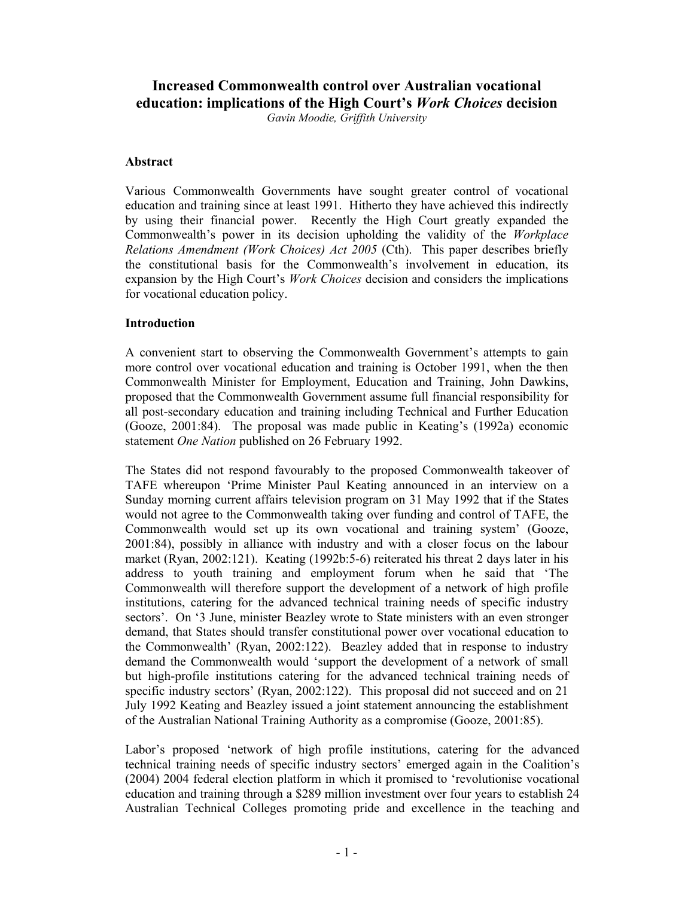# Increased Commonwealth control over Australian vocational education: implications of the High Court's *Work Choices* decision

*Gavin Moodie, Griffith University*

## Abstract

Various Commonwealth Governments have sought greater control of vocational education and training since at least 1991. Hitherto they have achieved this indirectly by using their financial power. Recently the High Court greatly expanded the Commonwealth's power in its decision upholding the validity of the *Workplace Relations Amendment (Work Choices) Act 2005* (Cth). This paper describes briefly the constitutional basis for the Commonwealth's involvement in education, its expansion by the High Court's *Work Choices* decision and considers the implications for vocational education policy.

## Introduction

A convenient start to observing the Commonwealth Government's attempts to gain more control over vocational education and training is October 1991, when the then Commonwealth Minister for Employment, Education and Training, John Dawkins, proposed that the Commonwealth Government assume full financial responsibility for all post-secondary education and training including Technical and Further Education (Gooze, 2001:84). The proposal was made public in Keating's (1992a) economic statement *One Nation* published on 26 February 1992.

The States did not respond favourably to the proposed Commonwealth takeover of TAFE whereupon 'Prime Minister Paul Keating announced in an interview on a Sunday morning current affairs television program on 31 May 1992 that if the States would not agree to the Commonwealth taking over funding and control of TAFE, the Commonwealth would set up its own vocational and training system' (Gooze, 2001:84), possibly in alliance with industry and with a closer focus on the labour market (Ryan, 2002:121). Keating (1992b:5-6) reiterated his threat 2 days later in his address to youth training and employment forum when he said that 'The Commonwealth will therefore support the development of a network of high profile institutions, catering for the advanced technical training needs of specific industry sectors'. On '3 June, minister Beazley wrote to State ministers with an even stronger demand, that States should transfer constitutional power over vocational education to the Commonwealth' (Ryan, 2002:122). Beazley added that in response to industry demand the Commonwealth would 'support the development of a network of small but high-profile institutions catering for the advanced technical training needs of specific industry sectors' (Ryan, 2002:122). This proposal did not succeed and on 21 July 1992 Keating and Beazley issued a joint statement announcing the establishment of the Australian National Training Authority as a compromise (Gooze, 2001:85).

Labor's proposed 'network of high profile institutions, catering for the advanced technical training needs of specific industry sectors' emerged again in the Coalition's (2004) 2004 federal election platform in which it promised to 'revolutionise vocational education and training through a $289 million investment over four years to establish 24 Australian Technical Colleges promoting pride and excellence in the teaching and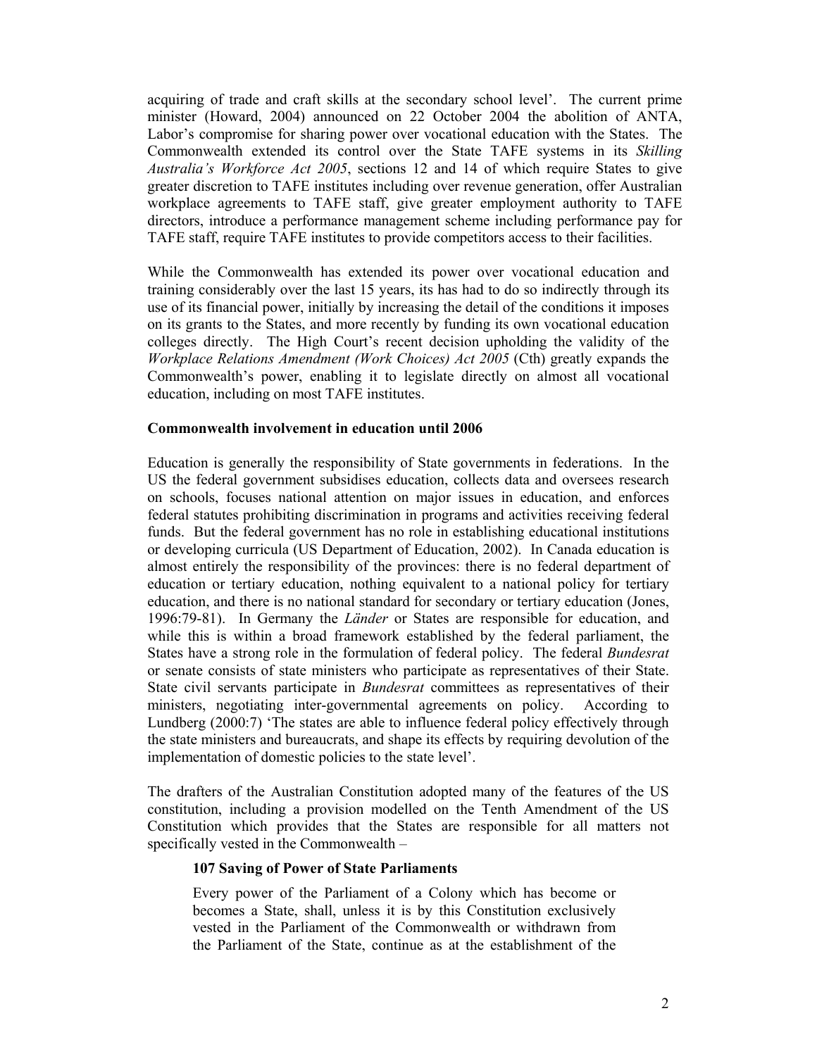acquiring of trade and craft skills at the secondary school level'. The current prime minister (Howard, 2004) announced on 22 October 2004 the abolition of ANTA, Labor's compromise for sharing power over vocational education with the States. The Commonwealth extended its control over the State TAFE systems in its *Skilling Australia's Workforce Act 2005*, sections 12 and 14 of which require States to give greater discretion to TAFE institutes including over revenue generation, offer Australian workplace agreements to TAFE staff, give greater employment authority to TAFE directors, introduce a performance management scheme including performance pay for TAFE staff, require TAFE institutes to provide competitors access to their facilities.

While the Commonwealth has extended its power over vocational education and training considerably over the last 15 years, its has had to do so indirectly through its use of its financial power, initially by increasing the detail of the conditions it imposes on its grants to the States, and more recently by funding its own vocational education colleges directly. The High Court's recent decision upholding the validity of the *Workplace Relations Amendment (Work Choices) Act 2005* (Cth) greatly expands the Commonwealth's power, enabling it to legislate directly on almost all vocational education, including on most TAFE institutes.

**Commonwealth involvement in education until 2006**

Education is generally the responsibility of State governments in federations. In the US the federal government subsidises education, collects data and oversees research on schools, focuses national attention on major issues in education, and enforces federal statutes prohibiting discrimination in programs and activities receiving federal funds. But the federal government has no role in establishing educational institutions or developing curricula (US Department of Education, 2002). In Canada education is almost entirely the responsibility of the provinces: there is no federal department of education or tertiary education, nothing equivalent to a national policy for tertiary education, and there is no national standard for secondary or tertiary education (Jones, 1996:79-81). In Germany the *Länder* or States are responsible for education, and while this is within a broad framework established by the federal parliament, the States have a strong role in the formulation of federal policy. The federal *Bundesrat* or senate consists of state ministers who participate as representatives of their State. State civil servants participate in *Bundesrat* committees as representatives of their ministers, negotiating inter-governmental agreements on policy. According to Lundberg (2000:7) 'The states are able to influence federal policy effectively through the state ministers and bureaucrats, and shape its effects by requiring devolution of the implementation of domestic policies to the state level'.

The drafters of the Australian Constitution adopted many of the features of the US constitution, including a provision modelled on the Tenth Amendment of the US Constitution which provides that the States are responsible for all matters not specifically vested in the Commonwealth –

> **107 Saving of Power of State Parliaments**
>
> Every power of the Parliament of a Colony which has become or becomes a State, shall, unless it is by this Constitution exclusively vested in the Parliament of the Commonwealth or withdrawn from the Parliament of the State, continue as at the establishment of the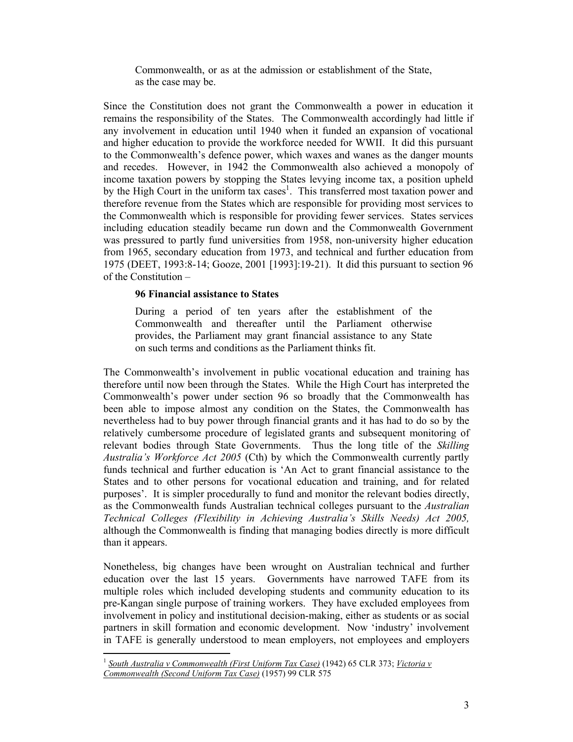> Commonwealth, or as at the admission or establishment of the State, as the case may be.

Since the Constitution does not grant the Commonwealth a power in education it remains the responsibility of the States. The Commonwealth accordingly had little if any involvement in education until 1940 when it funded an expansion of vocational and higher education to provide the workforce needed for WWII. It did this pursuant to the Commonwealth's defence power, which waxes and wanes as the danger mounts and recedes. However, in 1942 the Commonwealth also achieved a monopoly of income taxation powers by stopping the States levying income tax, a position upheld by the High Court in the uniform tax cases[1]. This transferred most taxation power and therefore revenue from the States which are responsible for providing most services to the Commonwealth which is responsible for providing fewer services. States services including education steadily became run down and the Commonwealth Government was pressured to partly fund universities from 1958, non-university higher education from 1965, secondary education from 1973, and technical and further education from 1975 (DEET, 1993:8-14; Gooze, 2001 [1993]:19-21). It did this pursuant to section 96 of the Constitution –

> **96 Financial assistance to States**
>
> During a period of ten years after the establishment of the Commonwealth and thereafter until the Parliament otherwise provides, the Parliament may grant financial assistance to any State on such terms and conditions as the Parliament thinks fit.

The Commonwealth's involvement in public vocational education and training has therefore until now been through the States. While the High Court has interpreted the Commonwealth's power under section 96 so broadly that the Commonwealth has been able to impose almost any condition on the States, the Commonwealth has nevertheless had to buy power through financial grants and it has had to do so by the relatively cumbersome procedure of legislated grants and subsequent monitoring of relevant bodies through State Governments. Thus the long title of the *Skilling Australia's Workforce Act 2005* (Cth) by which the Commonwealth currently partly funds technical and further education is 'An Act to grant financial assistance to the States and to other persons for vocational education and training, and for related purposes'. It is simpler procedurally to fund and monitor the relevant bodies directly, as the Commonwealth funds Australian technical colleges pursuant to the *Australian Technical Colleges (Flexibility in Achieving Australia's Skills Needs) Act 2005,* although the Commonwealth is finding that managing bodies directly is more difficult than it appears.

Nonetheless, big changes have been wrought on Australian technical and further education over the last 15 years. Governments have narrowed TAFE from its multiple roles which included developing students and community education to its pre-Kangan single purpose of training workers. They have excluded employees from involvement in policy and institutional decision-making, either as students or as social partners in skill formation and economic development. Now 'industry' involvement in TAFE is generally understood to mean employers, not employees and employers

---

[1] *South Australia v Commonwealth (First Uniform Tax Case)* (1942) 65 CLR 373; *Victoria v Commonwealth (Second Uniform Tax Case)* (1957) 99 CLR 575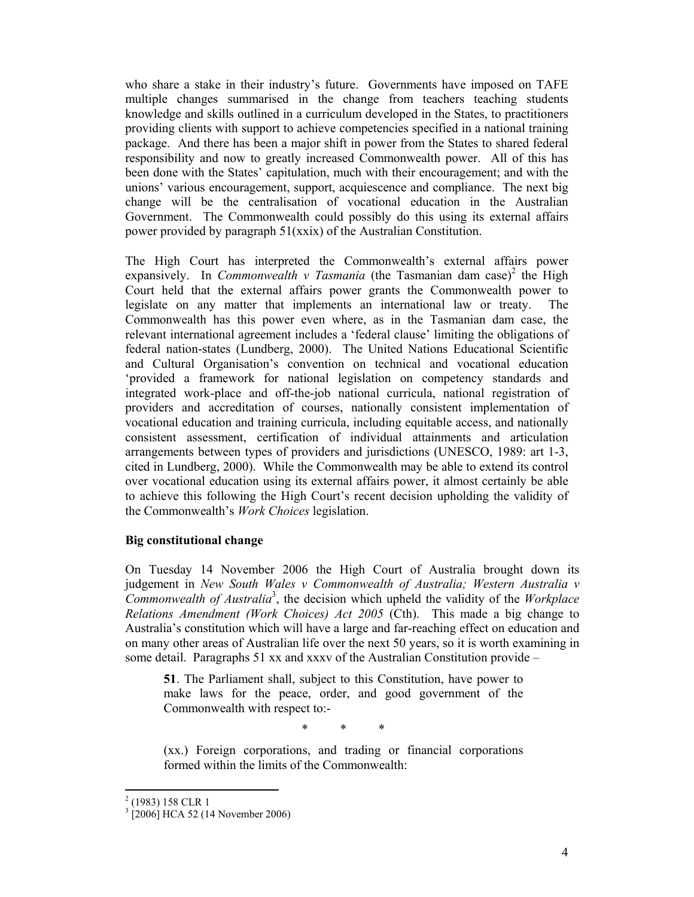who share a stake in their industry's future. Governments have imposed on TAFE multiple changes summarised in the change from teachers teaching students knowledge and skills outlined in a curriculum developed in the States, to practitioners providing clients with support to achieve competencies specified in a national training package. And there has been a major shift in power from the States to shared federal responsibility and now to greatly increased Commonwealth power. All of this has been done with the States' capitulation, much with their encouragement; and with the unions' various encouragement, support, acquiescence and compliance. The next big change will be the centralisation of vocational education in the Australian Government. The Commonwealth could possibly do this using its external affairs power provided by paragraph 51(xxix) of the Australian Constitution.

The High Court has interpreted the Commonwealth's external affairs power expansively. In *Commonwealth v Tasmania* (the Tasmanian dam case)[2] the High Court held that the external affairs power grants the Commonwealth power to legislate on any matter that implements an international law or treaty. The Commonwealth has this power even where, as in the Tasmanian dam case, the relevant international agreement includes a 'federal clause' limiting the obligations of federal nation-states (Lundberg, 2000). The United Nations Educational Scientific and Cultural Organisation's convention on technical and vocational education 'provided a framework for national legislation on competency standards and integrated work-place and off-the-job national curricula, national registration of providers and accreditation of courses, nationally consistent implementation of vocational education and training curricula, including equitable access, and nationally consistent assessment, certification of individual attainments and articulation arrangements between types of providers and jurisdictions (UNESCO, 1989: art 1-3, cited in Lundberg, 2000). While the Commonwealth may be able to extend its control over vocational education using its external affairs power, it almost certainly be able to achieve this following the High Court's recent decision upholding the validity of the Commonwealth's *Work Choices* legislation.

**Big constitutional change**

On Tuesday 14 November 2006 the High Court of Australia brought down its judgement in *New South Wales v Commonwealth of Australia; Western Australia v Commonwealth of Australia*[3], the decision which upheld the validity of the *Workplace Relations Amendment (Work Choices) Act 2005* (Cth). This made a big change to Australia's constitution which will have a large and far-reaching effect on education and on many other areas of Australian life over the next 50 years, so it is worth examining in some detail. Paragraphs 51 xx and xxxv of the Australian Constitution provide –

> **51**. The Parliament shall, subject to this Constitution, have power to make laws for the peace, order, and good government of the Commonwealth with respect to:-
>
> \* \* \*
>
> (xx.) Foreign corporations, and trading or financial corporations formed within the limits of the Commonwealth:

---

[2] (1983) 158 CLR 1

[3] [2006] HCA 52 (14 November 2006)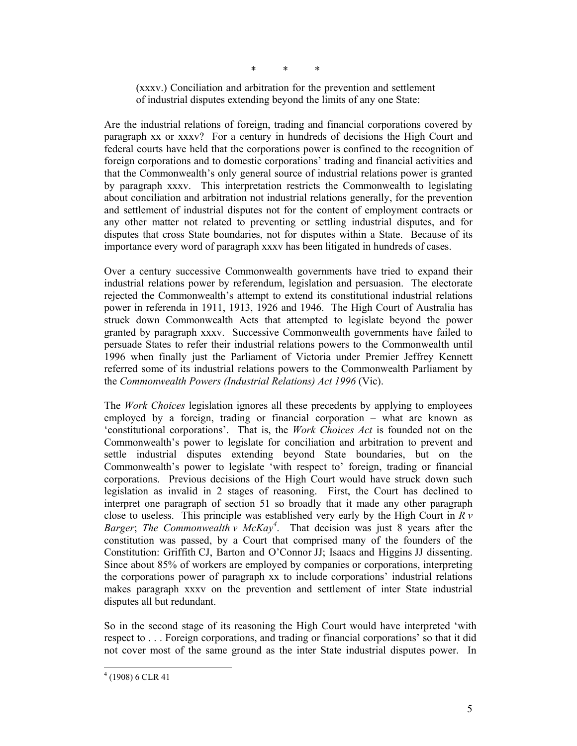\*     \*     \*

> (xxxv.) Conciliation and arbitration for the prevention and settlement of industrial disputes extending beyond the limits of any one State:

Are the industrial relations of foreign, trading and financial corporations covered by paragraph xx or xxxv? For a century in hundreds of decisions the High Court and federal courts have held that the corporations power is confined to the recognition of foreign corporations and to domestic corporations' trading and financial activities and that the Commonwealth's only general source of industrial relations power is granted by paragraph xxxv. This interpretation restricts the Commonwealth to legislating about conciliation and arbitration not industrial relations generally, for the prevention and settlement of industrial disputes not for the content of employment contracts or any other matter not related to preventing or settling industrial disputes, and for disputes that cross State boundaries, not for disputes within a State. Because of its importance every word of paragraph xxxv has been litigated in hundreds of cases.

Over a century successive Commonwealth governments have tried to expand their industrial relations power by referendum, legislation and persuasion. The electorate rejected the Commonwealth's attempt to extend its constitutional industrial relations power in referenda in 1911, 1913, 1926 and 1946. The High Court of Australia has struck down Commonwealth Acts that attempted to legislate beyond the power granted by paragraph xxxv. Successive Commonwealth governments have failed to persuade States to refer their industrial relations powers to the Commonwealth until 1996 when finally just the Parliament of Victoria under Premier Jeffrey Kennett referred some of its industrial relations powers to the Commonwealth Parliament by the *Commonwealth Powers (Industrial Relations) Act 1996* (Vic).

The *Work Choices* legislation ignores all these precedents by applying to employees employed by a foreign, trading or financial corporation – what are known as 'constitutional corporations'. That is, the *Work Choices Act* is founded not on the Commonwealth's power to legislate for conciliation and arbitration to prevent and settle industrial disputes extending beyond State boundaries, but on the Commonwealth's power to legislate 'with respect to' foreign, trading or financial corporations. Previous decisions of the High Court would have struck down such legislation as invalid in 2 stages of reasoning. First, the Court has declined to interpret one paragraph of section 51 so broadly that it made any other paragraph close to useless. This principle was established very early by the High Court in *R v Barger*; *The Commonwealth v McKay*[4]. That decision was just 8 years after the constitution was passed, by a Court that comprised many of the founders of the Constitution: Griffith CJ, Barton and O'Connor JJ; Isaacs and Higgins JJ dissenting. Since about 85% of workers are employed by companies or corporations, interpreting the corporations power of paragraph xx to include corporations' industrial relations makes paragraph xxxv on the prevention and settlement of inter State industrial disputes all but redundant.

So in the second stage of its reasoning the High Court would have interpreted 'with respect to . . . Foreign corporations, and trading or financial corporations' so that it did not cover most of the same ground as the inter State industrial disputes power. In

---

[4] (1908) 6 CLR 41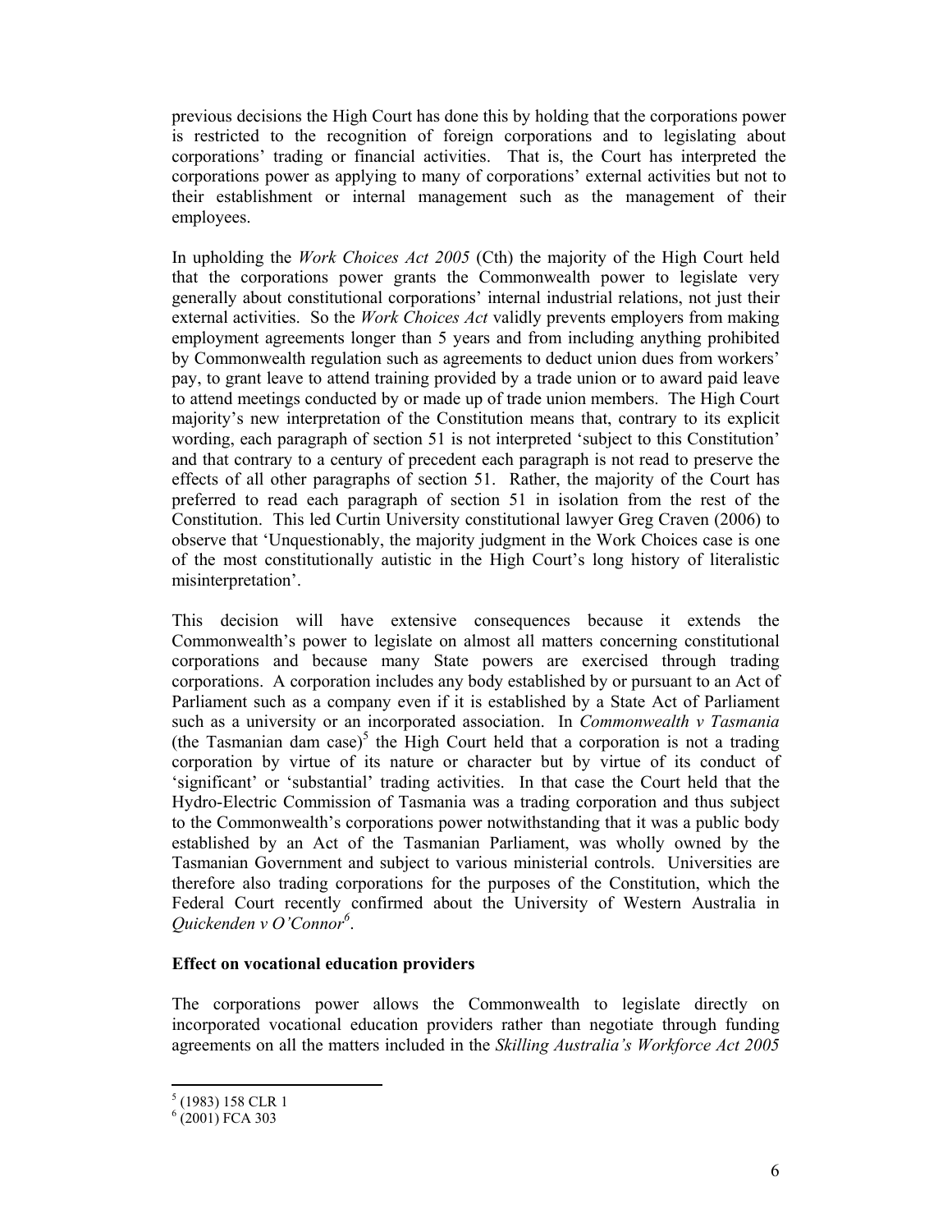previous decisions the High Court has done this by holding that the corporations power is restricted to the recognition of foreign corporations and to legislating about corporations' trading or financial activities. That is, the Court has interpreted the corporations power as applying to many of corporations' external activities but not to their establishment or internal management such as the management of their employees.

In upholding the *Work Choices Act 2005* (Cth) the majority of the High Court held that the corporations power grants the Commonwealth power to legislate very generally about constitutional corporations' internal industrial relations, not just their external activities. So the *Work Choices Act* validly prevents employers from making employment agreements longer than 5 years and from including anything prohibited by Commonwealth regulation such as agreements to deduct union dues from workers' pay, to grant leave to attend training provided by a trade union or to award paid leave to attend meetings conducted by or made up of trade union members. The High Court majority's new interpretation of the Constitution means that, contrary to its explicit wording, each paragraph of section 51 is not interpreted 'subject to this Constitution' and that contrary to a century of precedent each paragraph is not read to preserve the effects of all other paragraphs of section 51. Rather, the majority of the Court has preferred to read each paragraph of section 51 in isolation from the rest of the Constitution. This led Curtin University constitutional lawyer Greg Craven (2006) to observe that 'Unquestionably, the majority judgment in the Work Choices case is one of the most constitutionally autistic in the High Court's long history of literalistic misinterpretation'.

This decision will have extensive consequences because it extends the Commonwealth's power to legislate on almost all matters concerning constitutional corporations and because many State powers are exercised through trading corporations. A corporation includes any body established by or pursuant to an Act of Parliament such as a company even if it is established by a State Act of Parliament such as a university or an incorporated association. In *Commonwealth v Tasmania* (the Tasmanian dam case)[5] the High Court held that a corporation is not a trading corporation by virtue of its nature or character but by virtue of its conduct of 'significant' or 'substantial' trading activities. In that case the Court held that the Hydro-Electric Commission of Tasmania was a trading corporation and thus subject to the Commonwealth's corporations power notwithstanding that it was a public body established by an Act of the Tasmanian Parliament, was wholly owned by the Tasmanian Government and subject to various ministerial controls. Universities are therefore also trading corporations for the purposes of the Constitution, which the Federal Court recently confirmed about the University of Western Australia in *Quickenden v O'Connor*[6].

**Effect on vocational education providers**

The corporations power allows the Commonwealth to legislate directly on incorporated vocational education providers rather than negotiate through funding agreements on all the matters included in the *Skilling Australia's Workforce Act 2005*

---

[5] (1983) 158 CLR 1

[6] (2001) FCA 303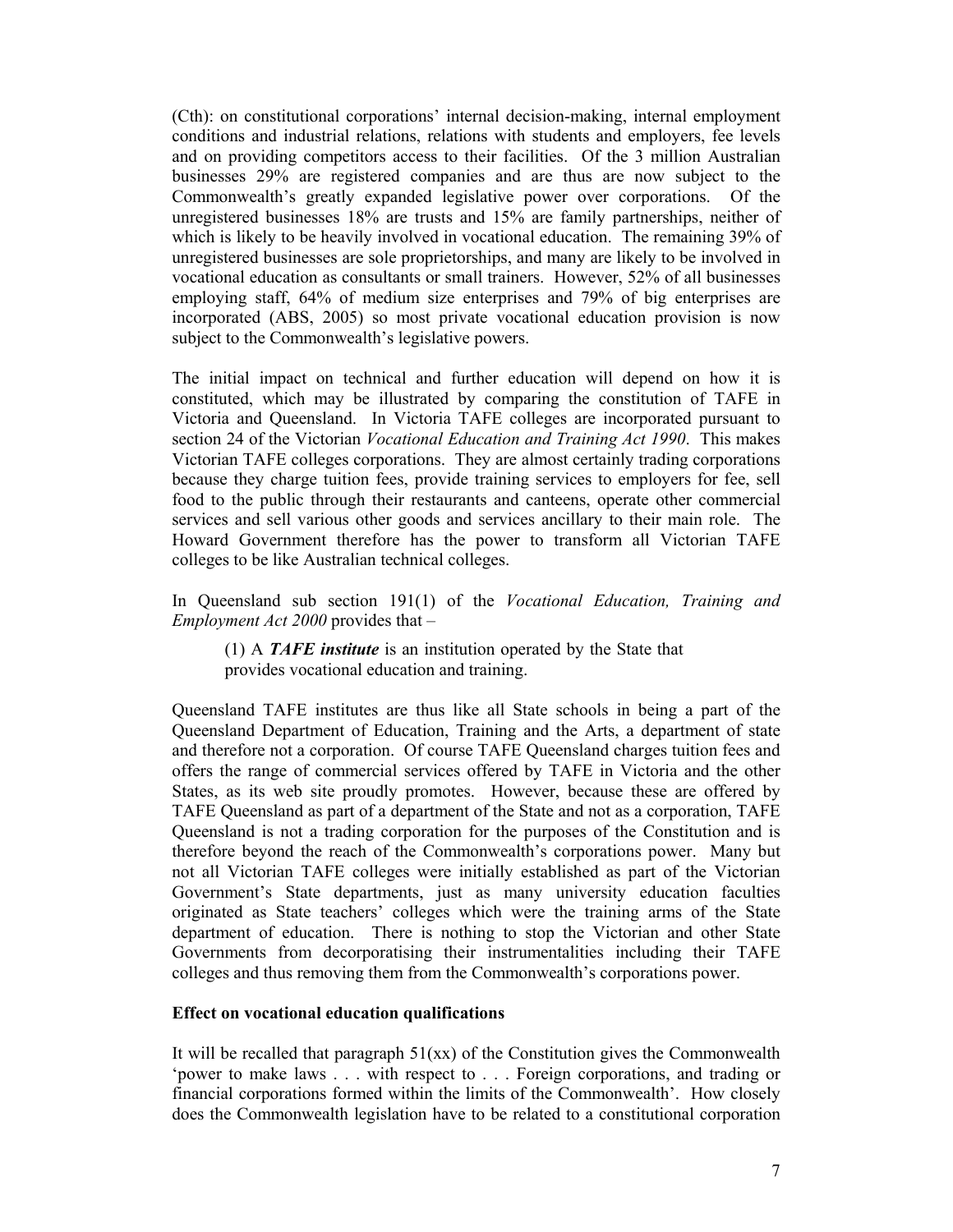(Cth): on constitutional corporations' internal decision-making, internal employment conditions and industrial relations, relations with students and employers, fee levels and on providing competitors access to their facilities. Of the 3 million Australian businesses 29% are registered companies and are thus are now subject to the Commonwealth's greatly expanded legislative power over corporations. Of the unregistered businesses 18% are trusts and 15% are family partnerships, neither of which is likely to be heavily involved in vocational education. The remaining 39% of unregistered businesses are sole proprietorships, and many are likely to be involved in vocational education as consultants or small trainers. However, 52% of all businesses employing staff, 64% of medium size enterprises and 79% of big enterprises are incorporated (ABS, 2005) so most private vocational education provision is now subject to the Commonwealth's legislative powers.

The initial impact on technical and further education will depend on how it is constituted, which may be illustrated by comparing the constitution of TAFE in Victoria and Queensland. In Victoria TAFE colleges are incorporated pursuant to section 24 of the Victorian *Vocational Education and Training Act 1990*. This makes Victorian TAFE colleges corporations. They are almost certainly trading corporations because they charge tuition fees, provide training services to employers for fee, sell food to the public through their restaurants and canteens, operate other commercial services and sell various other goods and services ancillary to their main role. The Howard Government therefore has the power to transform all Victorian TAFE colleges to be like Australian technical colleges.

In Queensland sub section 191(1) of the *Vocational Education, Training and Employment Act 2000* provides that –

> (1) A ***TAFE institute*** is an institution operated by the State that provides vocational education and training.

Queensland TAFE institutes are thus like all State schools in being a part of the Queensland Department of Education, Training and the Arts, a department of state and therefore not a corporation. Of course TAFE Queensland charges tuition fees and offers the range of commercial services offered by TAFE in Victoria and the other States, as its web site proudly promotes. However, because these are offered by TAFE Queensland as part of a department of the State and not as a corporation, TAFE Queensland is not a trading corporation for the purposes of the Constitution and is therefore beyond the reach of the Commonwealth's corporations power. Many but not all Victorian TAFE colleges were initially established as part of the Victorian Government's State departments, just as many university education faculties originated as State teachers' colleges which were the training arms of the State department of education. There is nothing to stop the Victorian and other State Governments from decorporatising their instrumentalities including their TAFE colleges and thus removing them from the Commonwealth's corporations power.

**Effect on vocational education qualifications**

It will be recalled that paragraph 51(xx) of the Constitution gives the Commonwealth 'power to make laws . . . with respect to . . . Foreign corporations, and trading or financial corporations formed within the limits of the Commonwealth'. How closely does the Commonwealth legislation have to be related to a constitutional corporation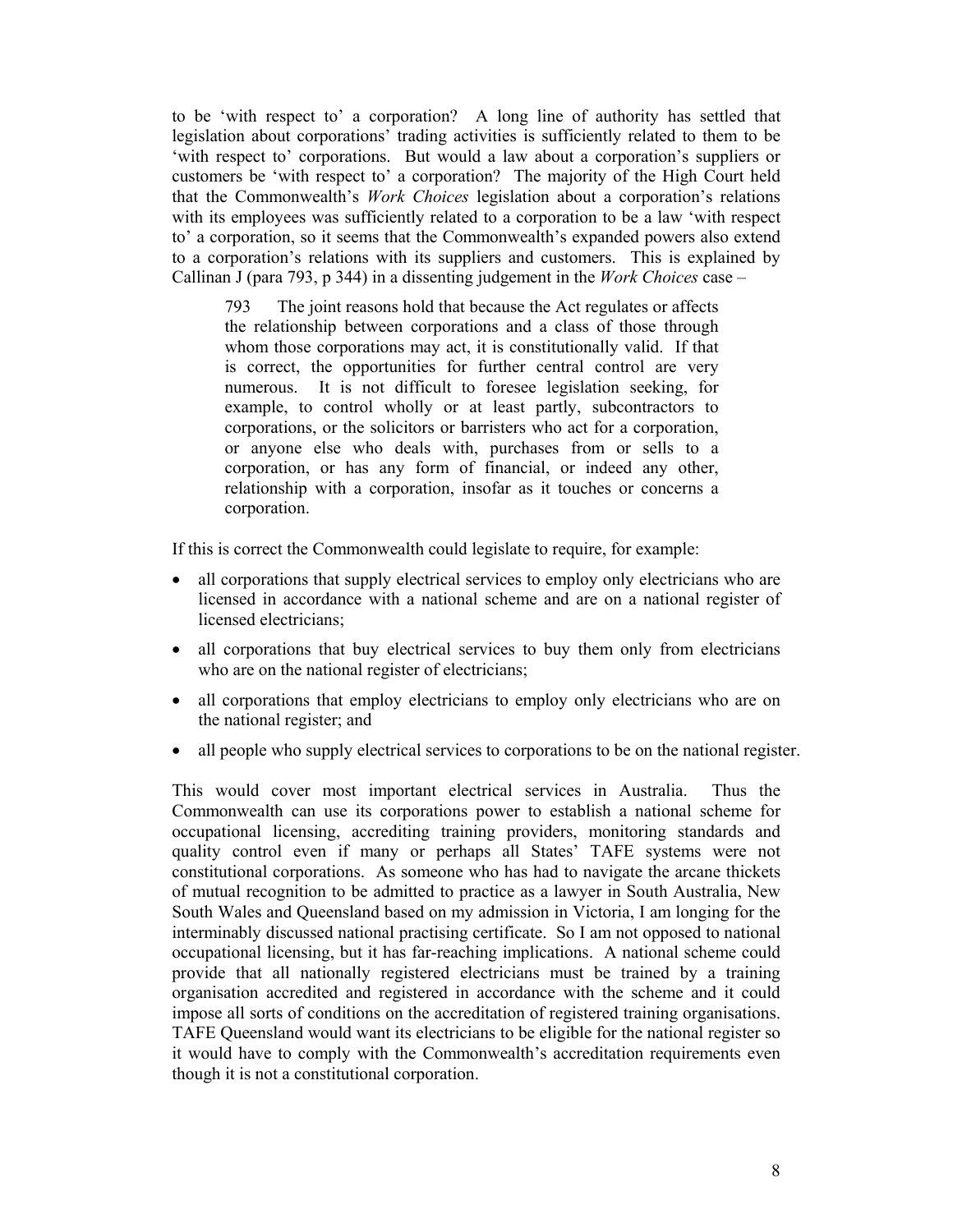to be 'with respect to' a corporation? A long line of authority has settled that legislation about corporations' trading activities is sufficiently related to them to be 'with respect to' corporations. But would a law about a corporation's suppliers or customers be 'with respect to' a corporation? The majority of the High Court held that the Commonwealth's *Work Choices* legislation about a corporation's relations with its employees was sufficiently related to a corporation to be a law 'with respect to' a corporation, so it seems that the Commonwealth's expanded powers also extend to a corporation's relations with its suppliers and customers. This is explained by Callinan J (para 793, p 344) in a dissenting judgement in the *Work Choices* case –

> 793 The joint reasons hold that because the Act regulates or affects the relationship between corporations and a class of those through whom those corporations may act, it is constitutionally valid. If that is correct, the opportunities for further central control are very numerous. It is not difficult to foresee legislation seeking, for example, to control wholly or at least partly, subcontractors to corporations, or the solicitors or barristers who act for a corporation, or anyone else who deals with, purchases from or sells to a corporation, or has any form of financial, or indeed any other, relationship with a corporation, insofar as it touches or concerns a corporation.

If this is correct the Commonwealth could legislate to require, for example:

- all corporations that supply electrical services to employ only electricians who are licensed in accordance with a national scheme and are on a national register of licensed electricians;
- all corporations that buy electrical services to buy them only from electricians who are on the national register of electricians;
- all corporations that employ electricians to employ only electricians who are on the national register; and
- all people who supply electrical services to corporations to be on the national register.

This would cover most important electrical services in Australia. Thus the Commonwealth can use its corporations power to establish a national scheme for occupational licensing, accrediting training providers, monitoring standards and quality control even if many or perhaps all States' TAFE systems were not constitutional corporations. As someone who has had to navigate the arcane thickets of mutual recognition to be admitted to practice as a lawyer in South Australia, New South Wales and Queensland based on my admission in Victoria, I am longing for the interminably discussed national practising certificate. So I am not opposed to national occupational licensing, but it has far-reaching implications. A national scheme could provide that all nationally registered electricians must be trained by a training organisation accredited and registered in accordance with the scheme and it could impose all sorts of conditions on the accreditation of registered training organisations. TAFE Queensland would want its electricians to be eligible for the national register so it would have to comply with the Commonwealth's accreditation requirements even though it is not a constitutional corporation.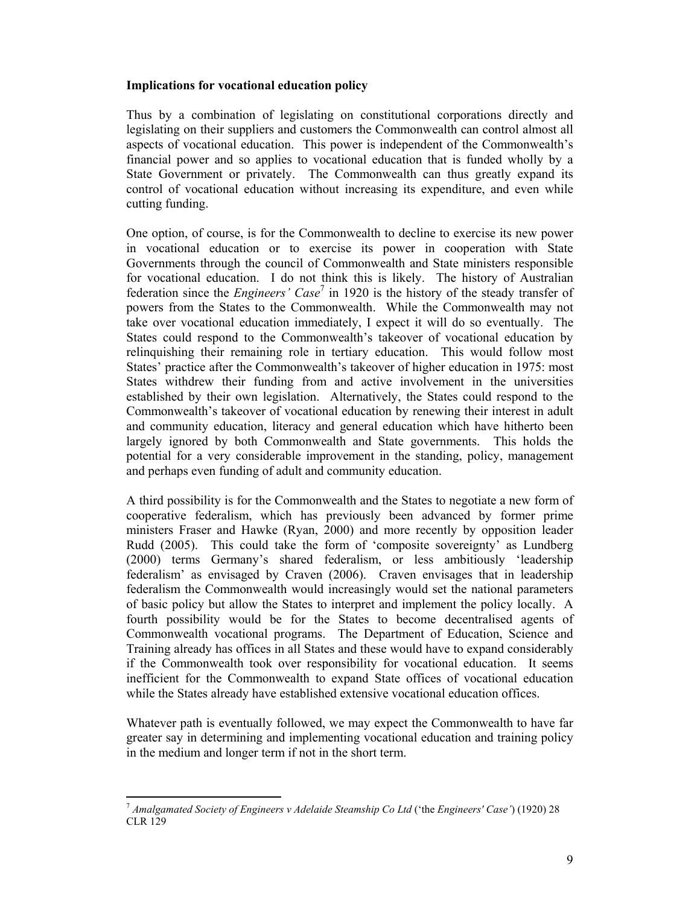**Implications for vocational education policy**

Thus by a combination of legislating on constitutional corporations directly and legislating on their suppliers and customers the Commonwealth can control almost all aspects of vocational education. This power is independent of the Commonwealth's financial power and so applies to vocational education that is funded wholly by a State Government or privately. The Commonwealth can thus greatly expand its control of vocational education without increasing its expenditure, and even while cutting funding.

One option, of course, is for the Commonwealth to decline to exercise its new power in vocational education or to exercise its power in cooperation with State Governments through the council of Commonwealth and State ministers responsible for vocational education. I do not think this is likely. The history of Australian federation since the *Engineers' Case*[7] in 1920 is the history of the steady transfer of powers from the States to the Commonwealth. While the Commonwealth may not take over vocational education immediately, I expect it will do so eventually. The States could respond to the Commonwealth's takeover of vocational education by relinquishing their remaining role in tertiary education. This would follow most States' practice after the Commonwealth's takeover of higher education in 1975: most States withdrew their funding from and active involvement in the universities established by their own legislation. Alternatively, the States could respond to the Commonwealth's takeover of vocational education by renewing their interest in adult and community education, literacy and general education which have hitherto been largely ignored by both Commonwealth and State governments. This holds the potential for a very considerable improvement in the standing, policy, management and perhaps even funding of adult and community education.

A third possibility is for the Commonwealth and the States to negotiate a new form of cooperative federalism, which has previously been advanced by former prime ministers Fraser and Hawke (Ryan, 2000) and more recently by opposition leader Rudd (2005). This could take the form of 'composite sovereignty' as Lundberg (2000) terms Germany's shared federalism, or less ambitiously 'leadership federalism' as envisaged by Craven (2006). Craven envisages that in leadership federalism the Commonwealth would increasingly would set the national parameters of basic policy but allow the States to interpret and implement the policy locally. A fourth possibility would be for the States to become decentralised agents of Commonwealth vocational programs. The Department of Education, Science and Training already has offices in all States and these would have to expand considerably if the Commonwealth took over responsibility for vocational education. It seems inefficient for the Commonwealth to expand State offices of vocational education while the States already have established extensive vocational education offices.

Whatever path is eventually followed, we may expect the Commonwealth to have far greater say in determining and implementing vocational education and training policy in the medium and longer term if not in the short term.

---

[7] *Amalgamated Society of Engineers v Adelaide Steamship Co Ltd* ('the *Engineers' Case'*) (1920) 28 CLR 129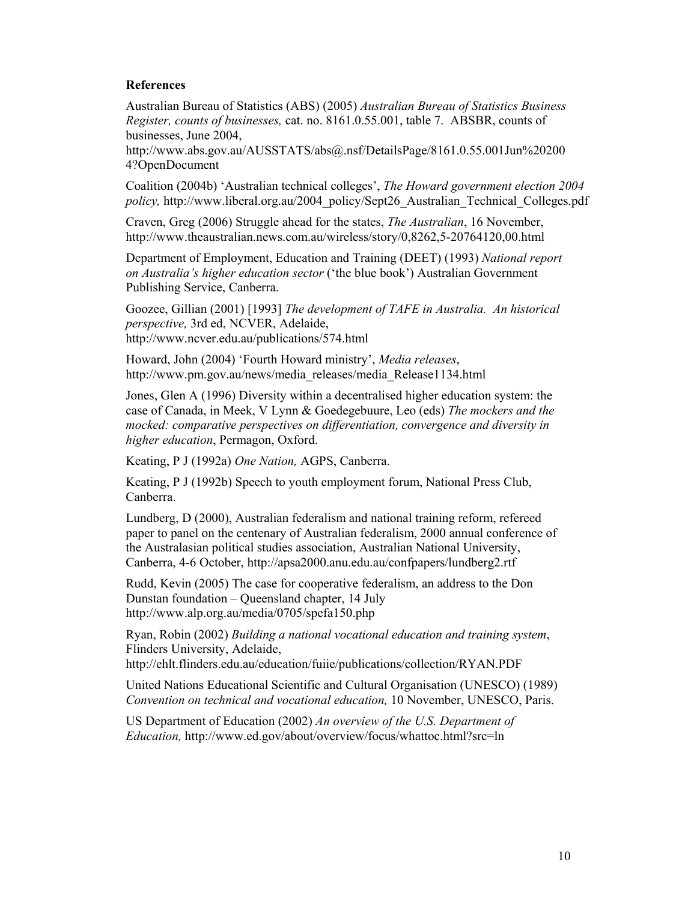**References**

Australian Bureau of Statistics (ABS) (2005) *Australian Bureau of Statistics Business Register, counts of businesses,* cat. no. 8161.0.55.001, table 7. ABSBR, counts of businesses, June 2004, http://www.abs.gov.au/AUSSTATS/abs@.nsf/DetailsPage/8161.0.55.001Jun%202004?OpenDocument

Coalition (2004b) 'Australian technical colleges', *The Howard government election 2004 policy,* http://www.liberal.org.au/2004_policy/Sept26_Australian_Technical_Colleges.pdf

Craven, Greg (2006) Struggle ahead for the states, *The Australian*, 16 November, http://www.theaustralian.news.com.au/wireless/story/0,8262,5-20764120,00.html

Department of Employment, Education and Training (DEET) (1993) *National report on Australia's higher education sector* ('the blue book') Australian Government Publishing Service, Canberra.

Goozee, Gillian (2001) [1993] *The development of TAFE in Australia. An historical perspective,* 3rd ed, NCVER, Adelaide, http://www.ncver.edu.au/publications/574.html

Howard, John (2004) 'Fourth Howard ministry', *Media releases*, http://www.pm.gov.au/news/media_releases/media_Release1134.html

Jones, Glen A (1996) Diversity within a decentralised higher education system: the case of Canada, in Meek, V Lynn & Goedegebuure, Leo (eds) *The mockers and the mocked: comparative perspectives on differentiation, convergence and diversity in higher education*, Permagon, Oxford.

Keating, P J (1992a) *One Nation,* AGPS, Canberra.

Keating, P J (1992b) Speech to youth employment forum, National Press Club, Canberra.

Lundberg, D (2000), Australian federalism and national training reform, refereed paper to panel on the centenary of Australian federalism, 2000 annual conference of the Australasian political studies association, Australian National University, Canberra, 4-6 October, http://apsa2000.anu.edu.au/confpapers/lundberg2.rtf

Rudd, Kevin (2005) The case for cooperative federalism, an address to the Don Dunstan foundation – Queensland chapter, 14 July http://www.alp.org.au/media/0705/spefa150.php

Ryan, Robin (2002) *Building a national vocational education and training system*, Flinders University, Adelaide, http://ehlt.flinders.edu.au/education/fuiie/publications/collection/RYAN.PDF

United Nations Educational Scientific and Cultural Organisation (UNESCO) (1989) *Convention on technical and vocational education,* 10 November, UNESCO, Paris.

US Department of Education (2002) *An overview of the U.S. Department of Education,* http://www.ed.gov/about/overview/focus/whattoc.html?src=ln